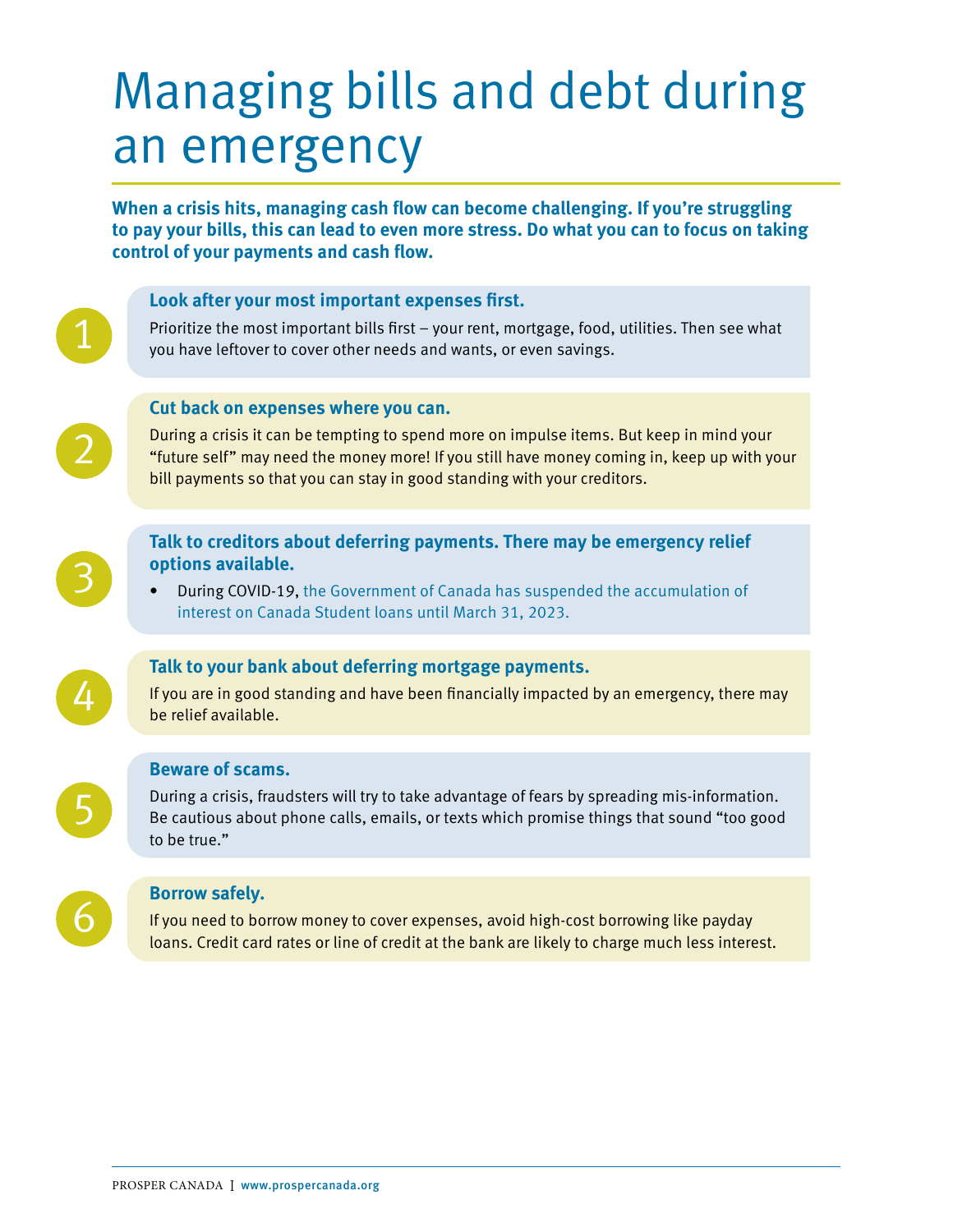# Managing bills and debt during an emergency

**When a crisis hits, managing cash flow can become challenging. If you're struggling to pay your bills, this can lead to even more stress. Do what you can to focus on taking control of your payments and cash flow.**

1. **Look after your most important expenses first.**

   Prioritize the most important bills first – your rent, mortgage, food, utilities. Then see what you have leftover to cover other needs and wants, or even savings.

2. **Cut back on expenses where you can.**

   During a crisis it can be tempting to spend more on impulse items. But keep in mind your "future self" may need the money more! If you still have money coming in, keep up with your bill payments so that you can stay in good standing with your creditors.

3. **Talk to creditors about deferring payments. There may be emergency relief options available.**

   - During COVID-19, the Government of Canada has suspended the accumulation of interest on Canada Student loans until March 31, 2023.

4. **Talk to your bank about deferring mortgage payments.**

   If you are in good standing and have been financially impacted by an emergency, there may be relief available.

5. **Beware of scams.**

   During a crisis, fraudsters will try to take advantage of fears by spreading mis-information. Be cautious about phone calls, emails, or texts which promise things that sound "too good to be true."

6. **Borrow safely.**

   If you need to borrow money to cover expenses, avoid high-cost borrowing like payday loans. Credit card rates or line of credit at the bank are likely to charge much less interest.

PROSPER CANADA | www.prospercanada.org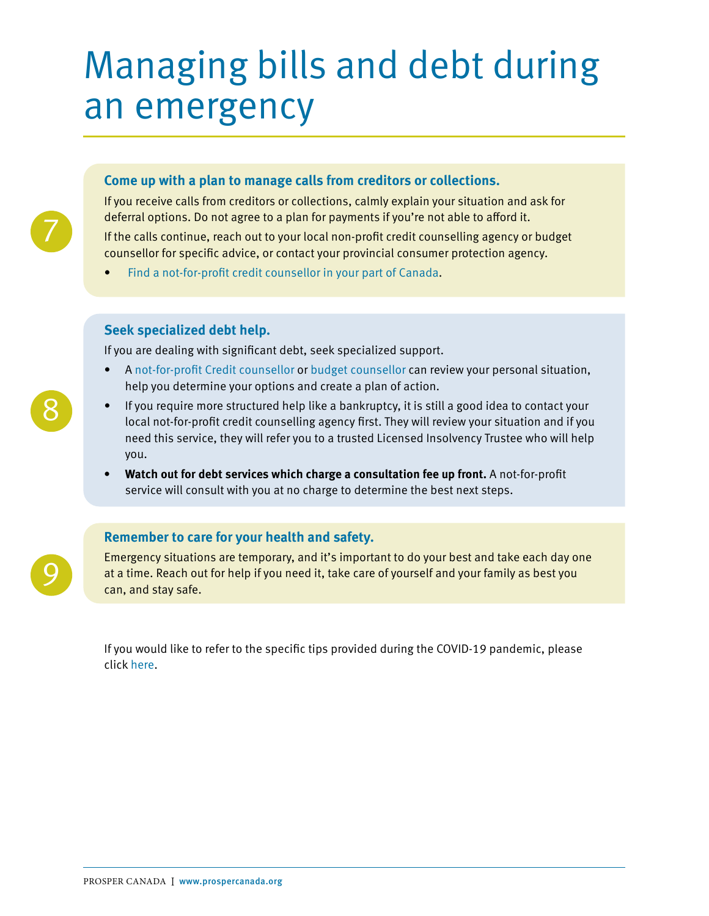# Managing bills and debt during an emergency

## 7

### Come up with a plan to manage calls from creditors or collections.

If you receive calls from creditors or collections, calmly explain your situation and ask for deferral options. Do not agree to a plan for payments if you're not able to afford it.

If the calls continue, reach out to your local non-profit credit counselling agency or budget counsellor for specific advice, or contact your provincial consumer protection agency.

- Find a not-for-profit credit counsellor in your part of Canada.

## 8

### Seek specialized debt help.

If you are dealing with significant debt, seek specialized support.

- A not-for-profit Credit counsellor or budget counsellor can review your personal situation, help you determine your options and create a plan of action.
- If you require more structured help like a bankruptcy, it is still a good idea to contact your local not-for-profit credit counselling agency first. They will review your situation and if you need this service, they will refer you to a trusted Licensed Insolvency Trustee who will help you.
- **Watch out for debt services which charge a consultation fee up front.** A not-for-profit service will consult with you at no charge to determine the best next steps.

## 9

### Remember to care for your health and safety.

Emergency situations are temporary, and it's important to do your best and take each day one at a time. Reach out for help if you need it, take care of yourself and your family as best you can, and stay safe.

If you would like to refer to the specific tips provided during the COVID-19 pandemic, please click here.